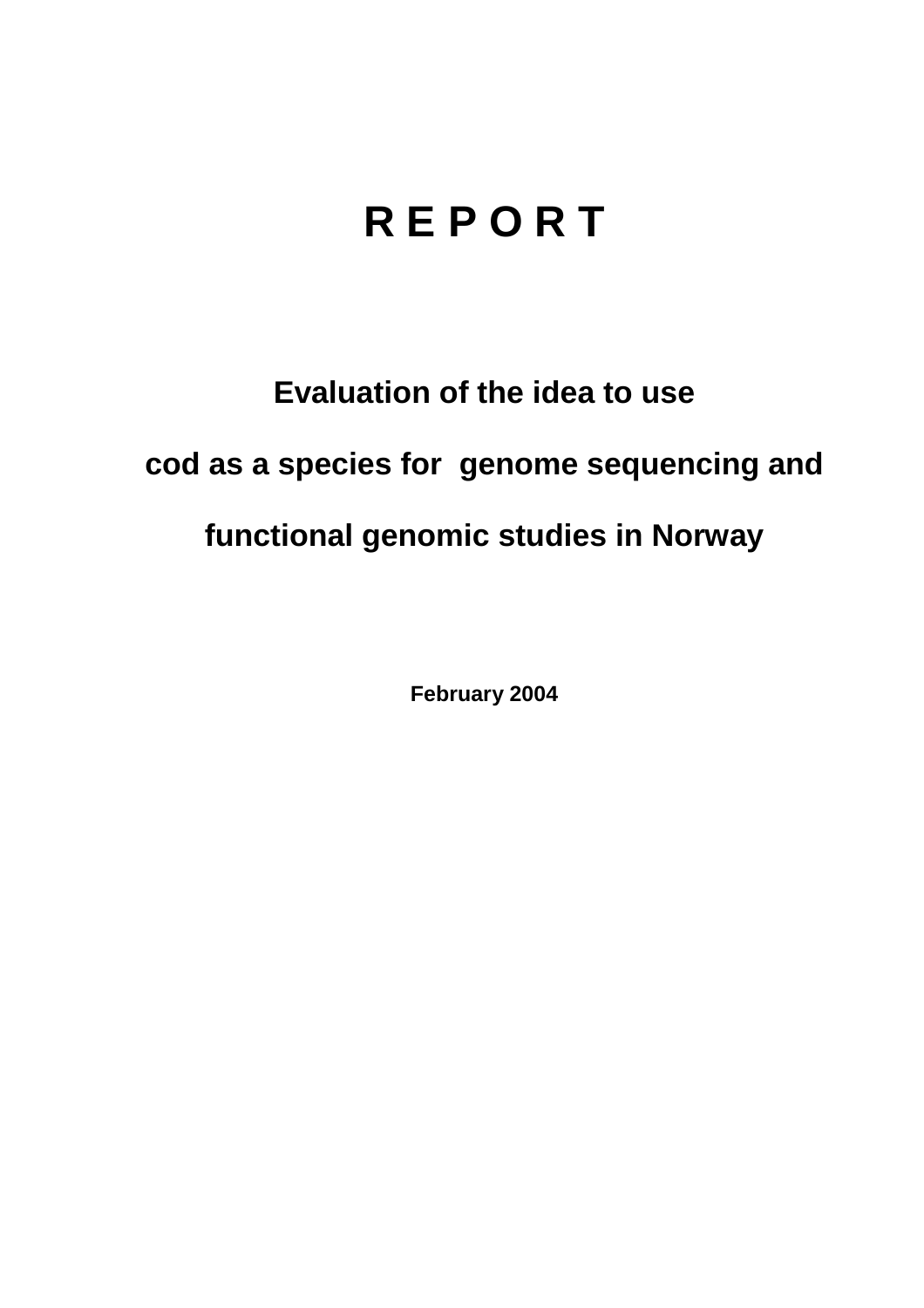# R E P O R T

## Evaluation of the idea to use cod as a species for genome sequencing and functional genomic studies in Norway

**February 2004**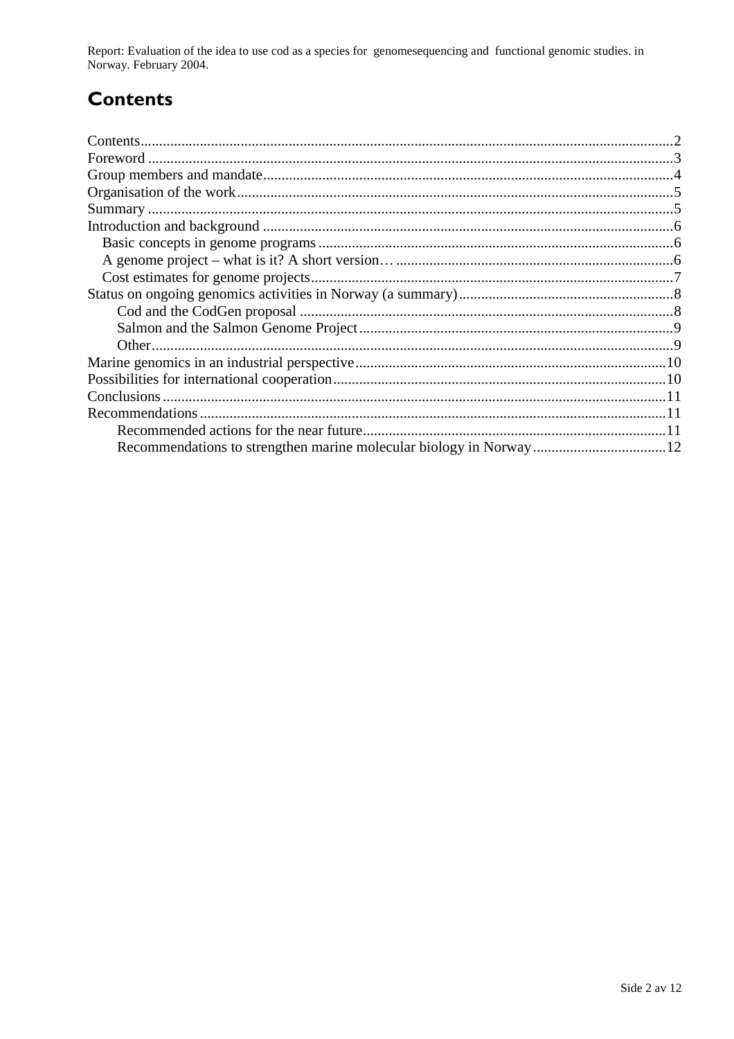## Contents

Contents....2
Foreword....3
Group members and mandate....4
Organisation of the work....5
Summary....5
Introduction and background....6
- Basic concepts in genome programs....6
- A genome project – what is it? A short version…....6
- Cost estimates for genome projects....7

Status on ongoing genomics activities in Norway (a summary)....8
- Cod and the CodGen proposal....8
- Salmon and the Salmon Genome Project....9
- Other....9

Marine genomics in an industrial perspective....10
Possibilities for international cooperation....10
Conclusions....11
Recommendations....11
- Recommended actions for the near future....11
- Recommendations to strengthen marine molecular biology in Norway....12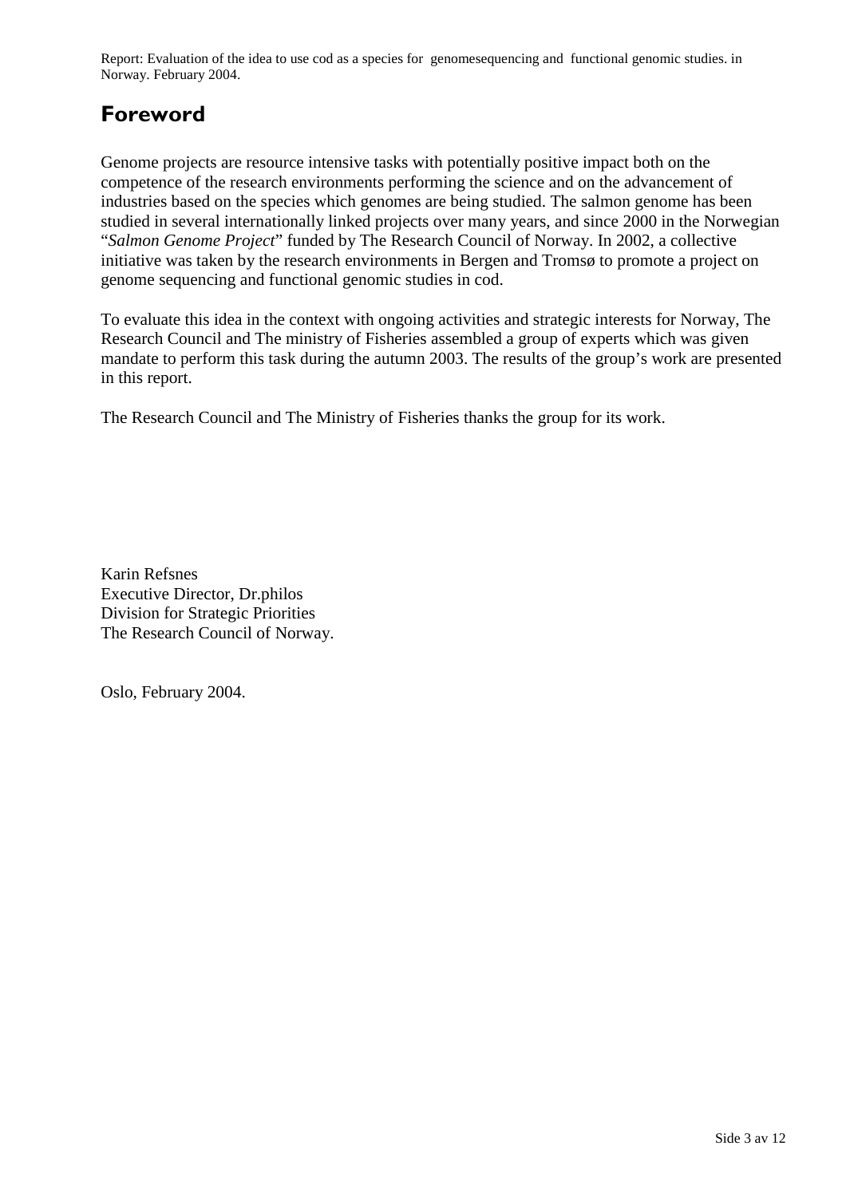# Foreword

Genome projects are resource intensive tasks with potentially positive impact both on the competence of the research environments performing the science and on the advancement of industries based on the species which genomes are being studied. The salmon genome has been studied in several internationally linked projects over many years, and since 2000 in the Norwegian "*Salmon Genome Project*" funded by The Research Council of Norway. In 2002, a collective initiative was taken by the research environments in Bergen and Tromsø to promote a project on genome sequencing and functional genomic studies in cod.

To evaluate this idea in the context with ongoing activities and strategic interests for Norway, The Research Council and The ministry of Fisheries assembled a group of experts which was given mandate to perform this task during the autumn 2003. The results of the group's work are presented in this report.

The Research Council and The Ministry of Fisheries thanks the group for its work.

Karin Refsnes
Executive Director, Dr.philos
Division for Strategic Priorities
The Research Council of Norway.

Oslo, February 2004.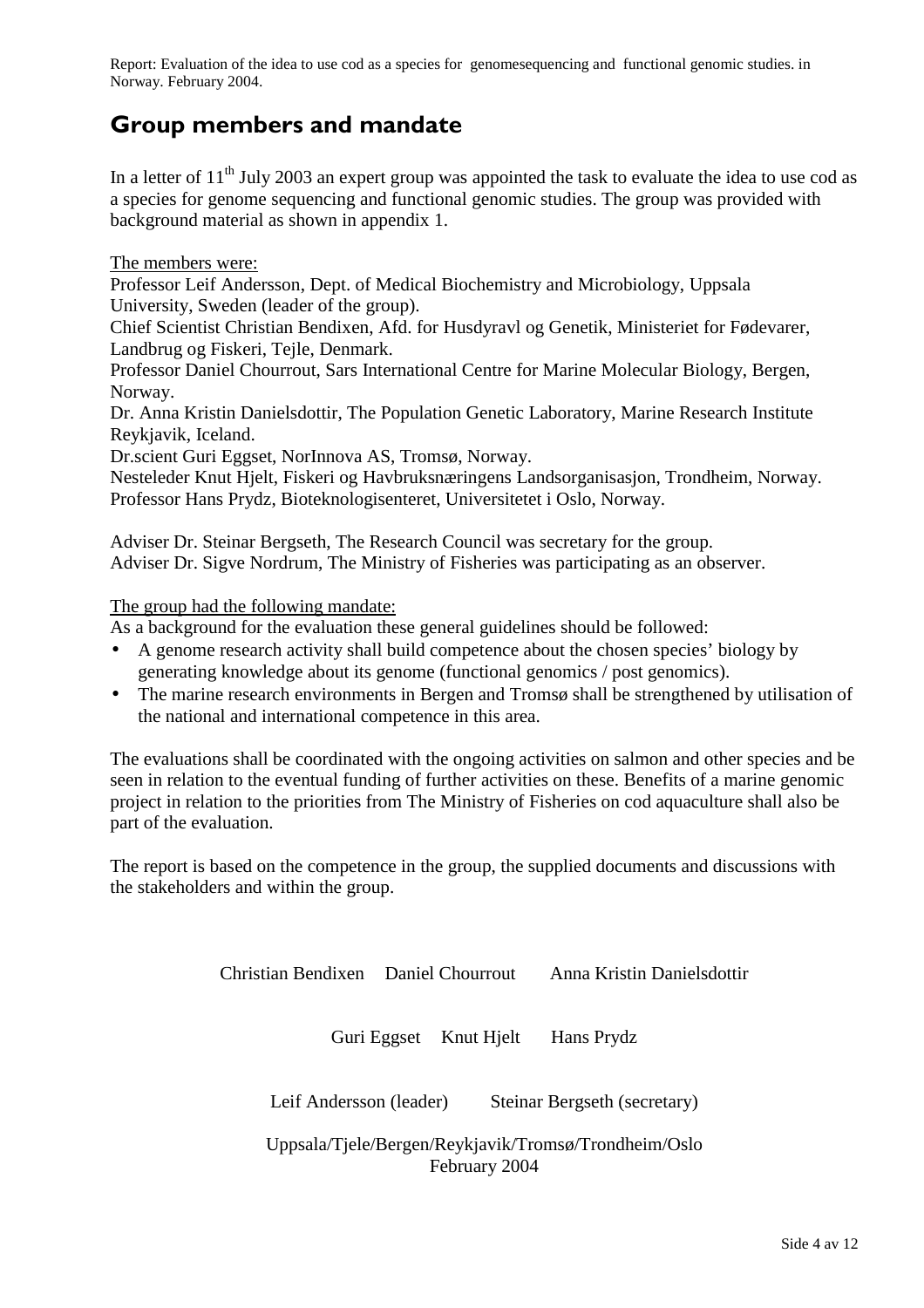## Group members and mandate

In a letter of 11[th] July 2003 an expert group was appointed the task to evaluate the idea to use cod as a species for genome sequencing and functional genomic studies. The group was provided with background material as shown in appendix 1.

The members were:
Professor Leif Andersson, Dept. of Medical Biochemistry and Microbiology, Uppsala University, Sweden (leader of the group).
Chief Scientist Christian Bendixen, Afd. for Husdyravl og Genetik, Ministeriet for Fødevarer, Landbrug og Fiskeri, Tejle, Denmark.
Professor Daniel Chourrout, Sars International Centre for Marine Molecular Biology, Bergen, Norway.
Dr. Anna Kristin Danielsdottir, The Population Genetic Laboratory, Marine Research Institute Reykjavik, Iceland.
Dr.scient Guri Eggset, NorInnova AS, Tromsø, Norway.
Nesteleder Knut Hjelt, Fiskeri og Havbruksnæringens Landsorganisasjon, Trondheim, Norway.
Professor Hans Prydz, Bioteknologisenteret, Universitetet i Oslo, Norway.

Adviser Dr. Steinar Bergseth, The Research Council was secretary for the group.
Adviser Dr. Sigve Nordrum, The Ministry of Fisheries was participating as an observer.

The group had the following mandate:
As a background for the evaluation these general guidelines should be followed:

- A genome research activity shall build competence about the chosen species' biology by generating knowledge about its genome (functional genomics / post genomics).
- The marine research environments in Bergen and Tromsø shall be strengthened by utilisation of the national and international competence in this area.

The evaluations shall be coordinated with the ongoing activities on salmon and other species and be seen in relation to the eventual funding of further activities on these. Benefits of a marine genomic project in relation to the priorities from The Ministry of Fisheries on cod aquaculture shall also be part of the evaluation.

The report is based on the competence in the group, the supplied documents and discussions with the stakeholders and within the group.

Christian Bendixen    Daniel Chourrout    Anna Kristin Danielsdottir

Guri Eggset    Knut Hjelt    Hans Prydz

Leif Andersson (leader)    Steinar Bergseth (secretary)

Uppsala/Tjele/Bergen/Reykjavik/Tromsø/Trondheim/Oslo
February 2004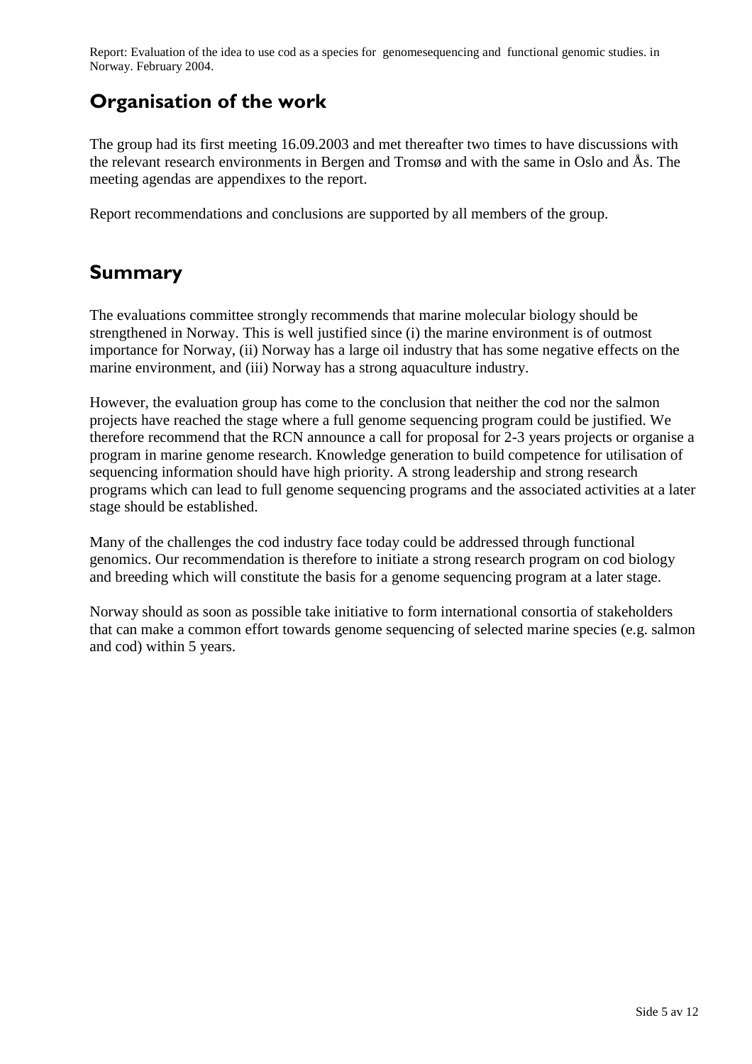## Organisation of the work

The group had its first meeting 16.09.2003 and met thereafter two times to have discussions with the relevant research environments in Bergen and Tromsø and with the same in Oslo and Ås. The meeting agendas are appendixes to the report.

Report recommendations and conclusions are supported by all members of the group.

## Summary

The evaluations committee strongly recommends that marine molecular biology should be strengthened in Norway. This is well justified since (i) the marine environment is of outmost importance for Norway, (ii) Norway has a large oil industry that has some negative effects on the marine environment, and (iii) Norway has a strong aquaculture industry.

However, the evaluation group has come to the conclusion that neither the cod nor the salmon projects have reached the stage where a full genome sequencing program could be justified. We therefore recommend that the RCN announce a call for proposal for 2-3 years projects or organise a program in marine genome research. Knowledge generation to build competence for utilisation of sequencing information should have high priority. A strong leadership and strong research programs which can lead to full genome sequencing programs and the associated activities at a later stage should be established.

Many of the challenges the cod industry face today could be addressed through functional genomics. Our recommendation is therefore to initiate a strong research program on cod biology and breeding which will constitute the basis for a genome sequencing program at a later stage.

Norway should as soon as possible take initiative to form international consortia of stakeholders that can make a common effort towards genome sequencing of selected marine species (e.g. salmon and cod) within 5 years.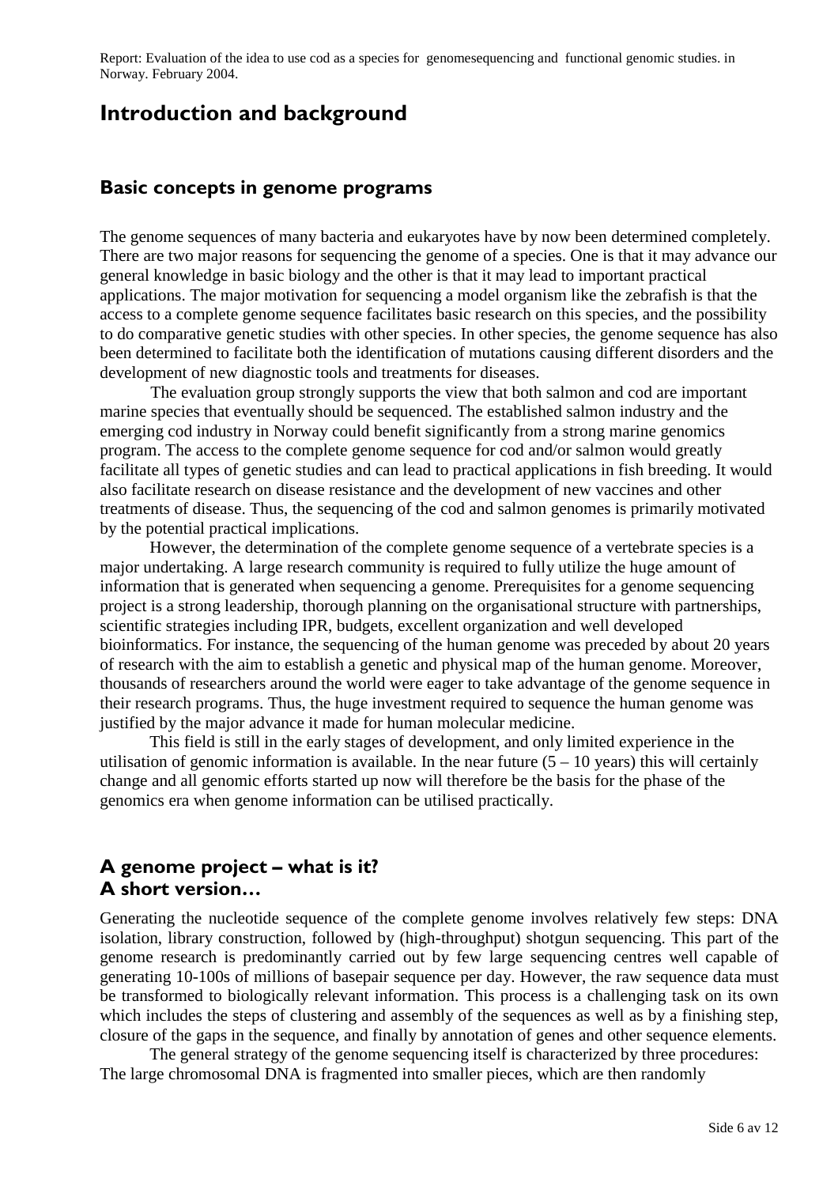# Introduction and background

## Basic concepts in genome programs

The genome sequences of many bacteria and eukaryotes have by now been determined completely. There are two major reasons for sequencing the genome of a species. One is that it may advance our general knowledge in basic biology and the other is that it may lead to important practical applications. The major motivation for sequencing a model organism like the zebrafish is that the access to a complete genome sequence facilitates basic research on this species, and the possibility to do comparative genetic studies with other species. In other species, the genome sequence has also been determined to facilitate both the identification of mutations causing different disorders and the development of new diagnostic tools and treatments for diseases.

The evaluation group strongly supports the view that both salmon and cod are important marine species that eventually should be sequenced. The established salmon industry and the emerging cod industry in Norway could benefit significantly from a strong marine genomics program. The access to the complete genome sequence for cod and/or salmon would greatly facilitate all types of genetic studies and can lead to practical applications in fish breeding. It would also facilitate research on disease resistance and the development of new vaccines and other treatments of disease. Thus, the sequencing of the cod and salmon genomes is primarily motivated by the potential practical implications.

However, the determination of the complete genome sequence of a vertebrate species is a major undertaking. A large research community is required to fully utilize the huge amount of information that is generated when sequencing a genome. Prerequisites for a genome sequencing project is a strong leadership, thorough planning on the organisational structure with partnerships, scientific strategies including IPR, budgets, excellent organization and well developed bioinformatics. For instance, the sequencing of the human genome was preceded by about 20 years of research with the aim to establish a genetic and physical map of the human genome. Moreover, thousands of researchers around the world were eager to take advantage of the genome sequence in their research programs. Thus, the huge investment required to sequence the human genome was justified by the major advance it made for human molecular medicine.

This field is still in the early stages of development, and only limited experience in the utilisation of genomic information is available. In the near future (5 – 10 years) this will certainly change and all genomic efforts started up now will therefore be the basis for the phase of the genomics era when genome information can be utilised practically.

## A genome project – what is it?
## A short version…

Generating the nucleotide sequence of the complete genome involves relatively few steps: DNA isolation, library construction, followed by (high-throughput) shotgun sequencing. This part of the genome research is predominantly carried out by few large sequencing centres well capable of generating 10-100s of millions of basepair sequence per day. However, the raw sequence data must be transformed to biologically relevant information. This process is a challenging task on its own which includes the steps of clustering and assembly of the sequences as well as by a finishing step, closure of the gaps in the sequence, and finally by annotation of genes and other sequence elements.

The general strategy of the genome sequencing itself is characterized by three procedures: The large chromosomal DNA is fragmented into smaller pieces, which are then randomly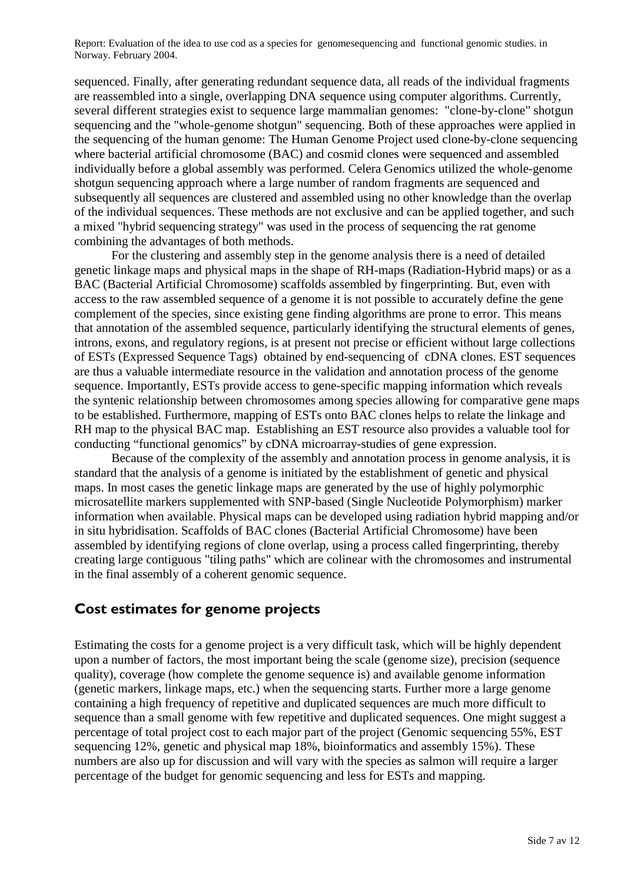sequenced. Finally, after generating redundant sequence data, all reads of the individual fragments are reassembled into a single, overlapping DNA sequence using computer algorithms. Currently, several different strategies exist to sequence large mammalian genomes: "clone-by-clone" shotgun sequencing and the "whole-genome shotgun" sequencing. Both of these approaches were applied in the sequencing of the human genome: The Human Genome Project used clone-by-clone sequencing where bacterial artificial chromosome (BAC) and cosmid clones were sequenced and assembled individually before a global assembly was performed. Celera Genomics utilized the whole-genome shotgun sequencing approach where a large number of random fragments are sequenced and subsequently all sequences are clustered and assembled using no other knowledge than the overlap of the individual sequences. These methods are not exclusive and can be applied together, and such a mixed "hybrid sequencing strategy" was used in the process of sequencing the rat genome combining the advantages of both methods.

For the clustering and assembly step in the genome analysis there is a need of detailed genetic linkage maps and physical maps in the shape of RH-maps (Radiation-Hybrid maps) or as a BAC (Bacterial Artificial Chromosome) scaffolds assembled by fingerprinting. But, even with access to the raw assembled sequence of a genome it is not possible to accurately define the gene complement of the species, since existing gene finding algorithms are prone to error. This means that annotation of the assembled sequence, particularly identifying the structural elements of genes, introns, exons, and regulatory regions, is at present not precise or efficient without large collections of ESTs (Expressed Sequence Tags) obtained by end-sequencing of cDNA clones. EST sequences are thus a valuable intermediate resource in the validation and annotation process of the genome sequence. Importantly, ESTs provide access to gene-specific mapping information which reveals the syntenic relationship between chromosomes among species allowing for comparative gene maps to be established. Furthermore, mapping of ESTs onto BAC clones helps to relate the linkage and RH map to the physical BAC map. Establishing an EST resource also provides a valuable tool for conducting "functional genomics" by cDNA microarray-studies of gene expression.

Because of the complexity of the assembly and annotation process in genome analysis, it is standard that the analysis of a genome is initiated by the establishment of genetic and physical maps. In most cases the genetic linkage maps are generated by the use of highly polymorphic microsatellite markers supplemented with SNP-based (Single Nucleotide Polymorphism) marker information when available. Physical maps can be developed using radiation hybrid mapping and/or in situ hybridisation. Scaffolds of BAC clones (Bacterial Artificial Chromosome) have been assembled by identifying regions of clone overlap, using a process called fingerprinting, thereby creating large contiguous "tiling paths" which are colinear with the chromosomes and instrumental in the final assembly of a coherent genomic sequence.

## Cost estimates for genome projects

Estimating the costs for a genome project is a very difficult task, which will be highly dependent upon a number of factors, the most important being the scale (genome size), precision (sequence quality), coverage (how complete the genome sequence is) and available genome information (genetic markers, linkage maps, etc.) when the sequencing starts. Further more a large genome containing a high frequency of repetitive and duplicated sequences are much more difficult to sequence than a small genome with few repetitive and duplicated sequences. One might suggest a percentage of total project cost to each major part of the project (Genomic sequencing 55%, EST sequencing 12%, genetic and physical map 18%, bioinformatics and assembly 15%). These numbers are also up for discussion and will vary with the species as salmon will require a larger percentage of the budget for genomic sequencing and less for ESTs and mapping.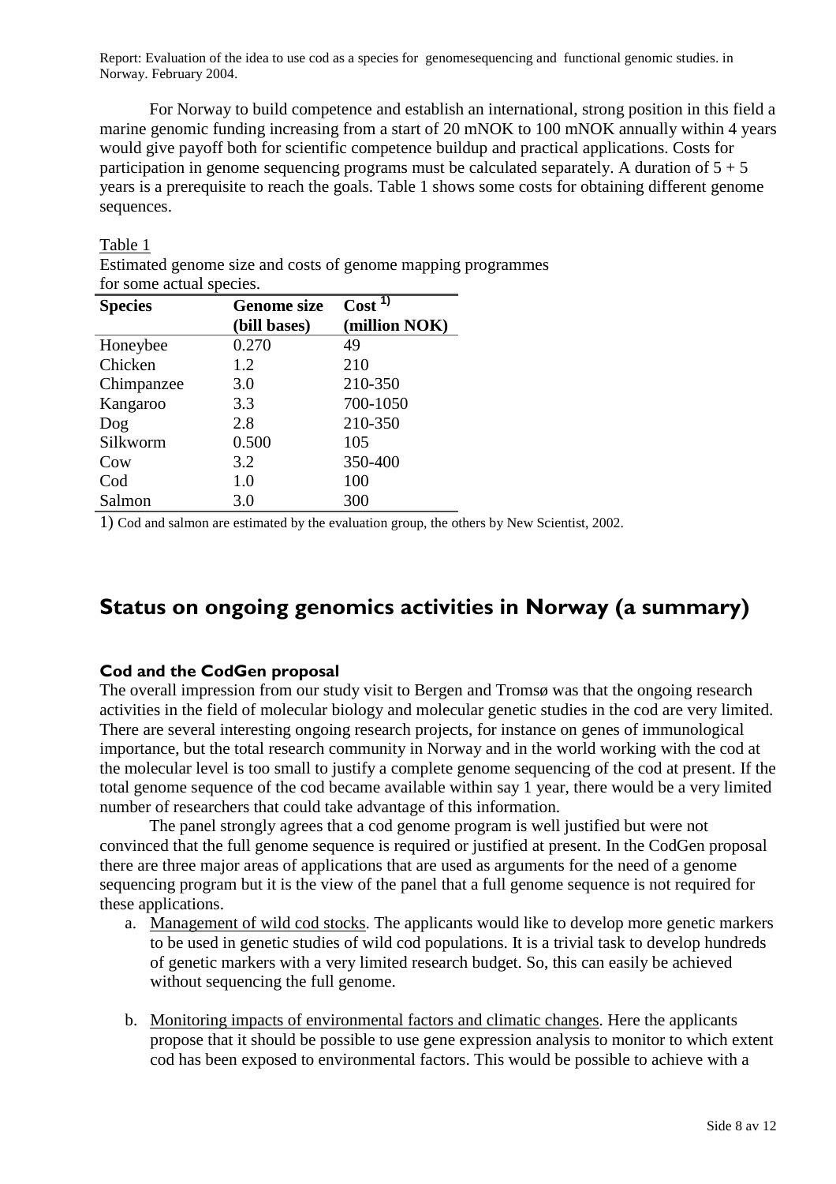For Norway to build competence and establish an international, strong position in this field a marine genomic funding increasing from a start of 20 mNOK to 100 mNOK annually within 4 years would give payoff both for scientific competence buildup and practical applications. Costs for participation in genome sequencing programs must be calculated separately. A duration of 5 + 5 years is a prerequisite to reach the goals. Table 1 shows some costs for obtaining different genome sequences.

Table 1

Estimated genome size and costs of genome mapping programmes for some actual species.

| Species | Genome size (bill bases) | Cost [1] (million NOK) |
|---|---|---|
| Honeybee | 0.270 | 49 |
| Chicken | 1.2 | 210 |
| Chimpanzee | 3.0 | 210-350 |
| Kangaroo | 3.3 | 700-1050 |
| Dog | 2.8 | 210-350 |
| Silkworm | 0.500 | 105 |
| Cow | 3.2 | 350-400 |
| Cod | 1.0 | 100 |
| Salmon | 3.0 | 300 |

1) Cod and salmon are estimated by the evaluation group, the others by New Scientist, 2002.

## Status on ongoing genomics activities in Norway (a summary)

### Cod and the CodGen proposal

The overall impression from our study visit to Bergen and Tromsø was that the ongoing research activities in the field of molecular biology and molecular genetic studies in the cod are very limited. There are several interesting ongoing research projects, for instance on genes of immunological importance, but the total research community in Norway and in the world working with the cod at the molecular level is too small to justify a complete genome sequencing of the cod at present. If the total genome sequence of the cod became available within say 1 year, there would be a very limited number of researchers that could take advantage of this information.

The panel strongly agrees that a cod genome program is well justified but were not convinced that the full genome sequence is required or justified at present. In the CodGen proposal there are three major areas of applications that are used as arguments for the need of a genome sequencing program but it is the view of the panel that a full genome sequence is not required for these applications.

a. Management of wild cod stocks. The applicants would like to develop more genetic markers to be used in genetic studies of wild cod populations. It is a trivial task to develop hundreds of genetic markers with a very limited research budget. So, this can easily be achieved without sequencing the full genome.

b. Monitoring impacts of environmental factors and climatic changes. Here the applicants propose that it should be possible to use gene expression analysis to monitor to which extent cod has been exposed to environmental factors. This would be possible to achieve with a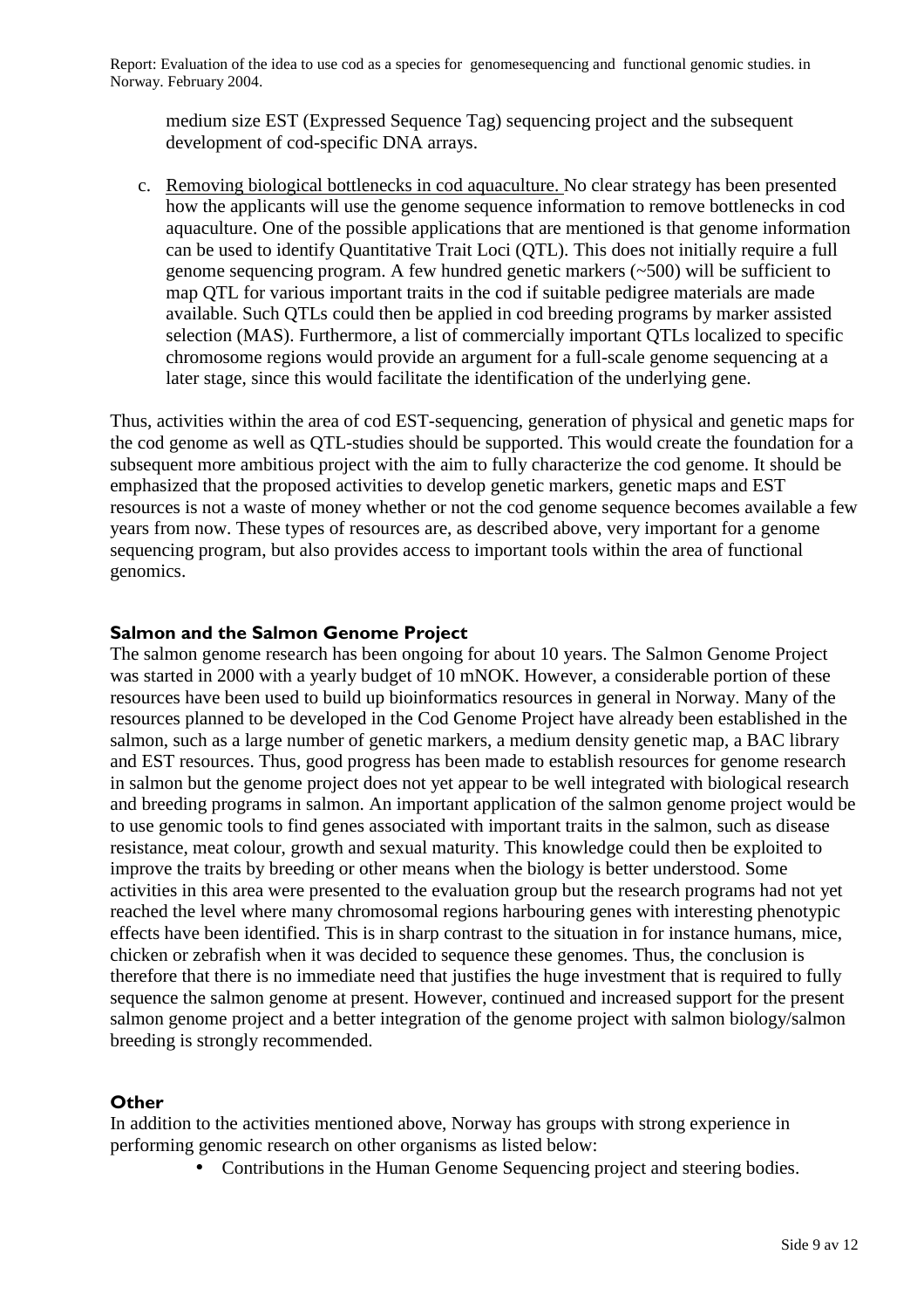medium size EST (Expressed Sequence Tag) sequencing project and the subsequent development of cod-specific DNA arrays.

c. Removing biological bottlenecks in cod aquaculture. No clear strategy has been presented how the applicants will use the genome sequence information to remove bottlenecks in cod aquaculture. One of the possible applications that are mentioned is that genome information can be used to identify Quantitative Trait Loci (QTL). This does not initially require a full genome sequencing program. A few hundred genetic markers (~500) will be sufficient to map QTL for various important traits in the cod if suitable pedigree materials are made available. Such QTLs could then be applied in cod breeding programs by marker assisted selection (MAS). Furthermore, a list of commercially important QTLs localized to specific chromosome regions would provide an argument for a full-scale genome sequencing at a later stage, since this would facilitate the identification of the underlying gene.

Thus, activities within the area of cod EST-sequencing, generation of physical and genetic maps for the cod genome as well as QTL-studies should be supported. This would create the foundation for a subsequent more ambitious project with the aim to fully characterize the cod genome. It should be emphasized that the proposed activities to develop genetic markers, genetic maps and EST resources is not a waste of money whether or not the cod genome sequence becomes available a few years from now. These types of resources are, as described above, very important for a genome sequencing program, but also provides access to important tools within the area of functional genomics.

## Salmon and the Salmon Genome Project

The salmon genome research has been ongoing for about 10 years. The Salmon Genome Project was started in 2000 with a yearly budget of 10 mNOK. However, a considerable portion of these resources have been used to build up bioinformatics resources in general in Norway. Many of the resources planned to be developed in the Cod Genome Project have already been established in the salmon, such as a large number of genetic markers, a medium density genetic map, a BAC library and EST resources. Thus, good progress has been made to establish resources for genome research in salmon but the genome project does not yet appear to be well integrated with biological research and breeding programs in salmon. An important application of the salmon genome project would be to use genomic tools to find genes associated with important traits in the salmon, such as disease resistance, meat colour, growth and sexual maturity. This knowledge could then be exploited to improve the traits by breeding or other means when the biology is better understood. Some activities in this area were presented to the evaluation group but the research programs had not yet reached the level where many chromosomal regions harbouring genes with interesting phenotypic effects have been identified. This is in sharp contrast to the situation in for instance humans, mice, chicken or zebrafish when it was decided to sequence these genomes. Thus, the conclusion is therefore that there is no immediate need that justifies the huge investment that is required to fully sequence the salmon genome at present. However, continued and increased support for the present salmon genome project and a better integration of the genome project with salmon biology/salmon breeding is strongly recommended.

## Other

In addition to the activities mentioned above, Norway has groups with strong experience in performing genomic research on other organisms as listed below:

- Contributions in the Human Genome Sequencing project and steering bodies.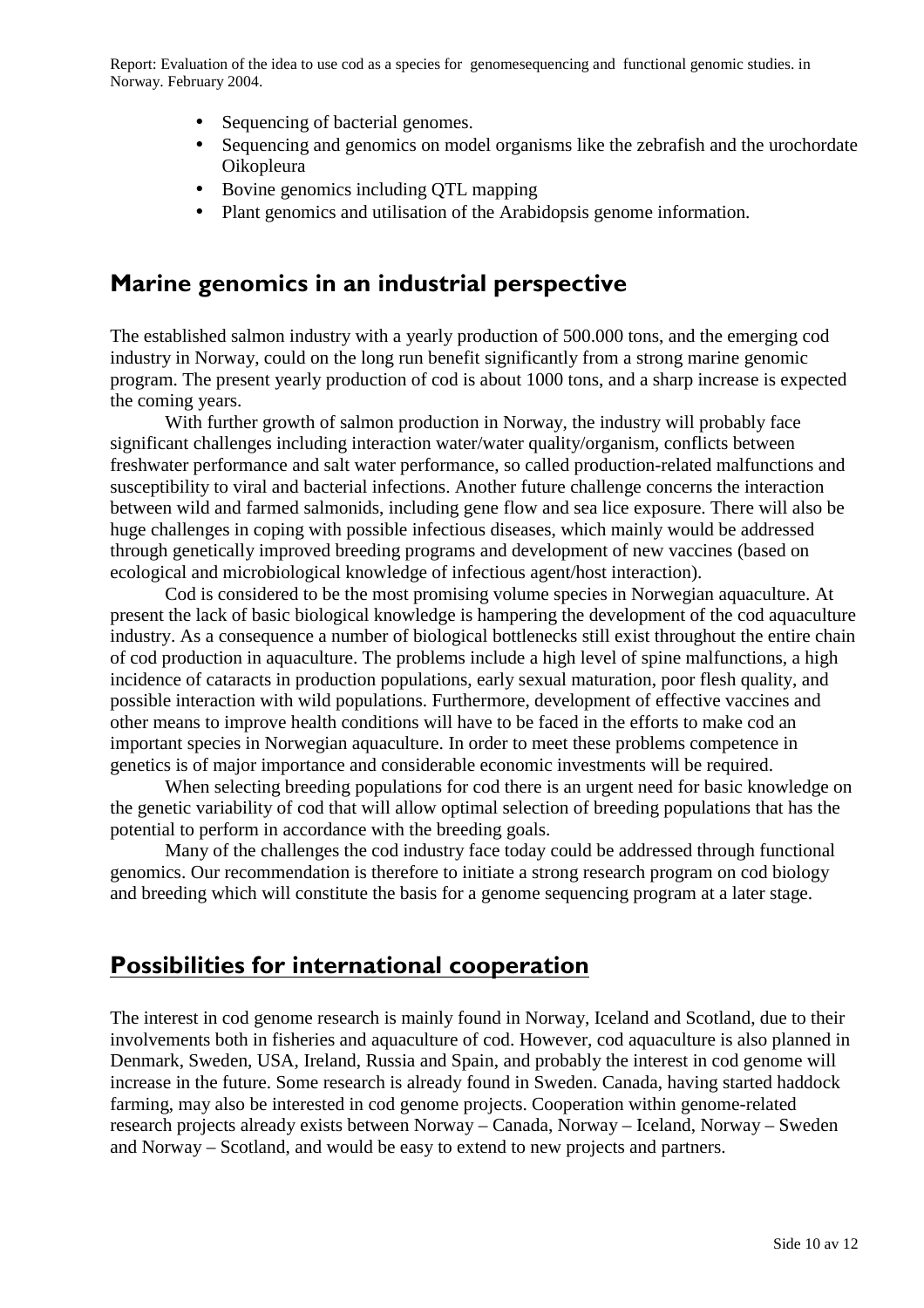- Sequencing of bacterial genomes.
- Sequencing and genomics on model organisms like the zebrafish and the urochordate Oikopleura
- Bovine genomics including QTL mapping
- Plant genomics and utilisation of the Arabidopsis genome information.

## Marine genomics in an industrial perspective

The established salmon industry with a yearly production of 500.000 tons, and the emerging cod industry in Norway, could on the long run benefit significantly from a strong marine genomic program. The present yearly production of cod is about 1000 tons, and a sharp increase is expected the coming years.

With further growth of salmon production in Norway, the industry will probably face significant challenges including interaction water/water quality/organism, conflicts between freshwater performance and salt water performance, so called production-related malfunctions and susceptibility to viral and bacterial infections. Another future challenge concerns the interaction between wild and farmed salmonids, including gene flow and sea lice exposure. There will also be huge challenges in coping with possible infectious diseases, which mainly would be addressed through genetically improved breeding programs and development of new vaccines (based on ecological and microbiological knowledge of infectious agent/host interaction).

Cod is considered to be the most promising volume species in Norwegian aquaculture. At present the lack of basic biological knowledge is hampering the development of the cod aquaculture industry. As a consequence a number of biological bottlenecks still exist throughout the entire chain of cod production in aquaculture. The problems include a high level of spine malfunctions, a high incidence of cataracts in production populations, early sexual maturation, poor flesh quality, and possible interaction with wild populations. Furthermore, development of effective vaccines and other means to improve health conditions will have to be faced in the efforts to make cod an important species in Norwegian aquaculture. In order to meet these problems competence in genetics is of major importance and considerable economic investments will be required.

When selecting breeding populations for cod there is an urgent need for basic knowledge on the genetic variability of cod that will allow optimal selection of breeding populations that has the potential to perform in accordance with the breeding goals.

Many of the challenges the cod industry face today could be addressed through functional genomics. Our recommendation is therefore to initiate a strong research program on cod biology and breeding which will constitute the basis for a genome sequencing program at a later stage.

## Possibilities for international cooperation

The interest in cod genome research is mainly found in Norway, Iceland and Scotland, due to their involvements both in fisheries and aquaculture of cod. However, cod aquaculture is also planned in Denmark, Sweden, USA, Ireland, Russia and Spain, and probably the interest in cod genome will increase in the future. Some research is already found in Sweden. Canada, having started haddock farming, may also be interested in cod genome projects. Cooperation within genome-related research projects already exists between Norway – Canada, Norway – Iceland, Norway – Sweden and Norway – Scotland, and would be easy to extend to new projects and partners.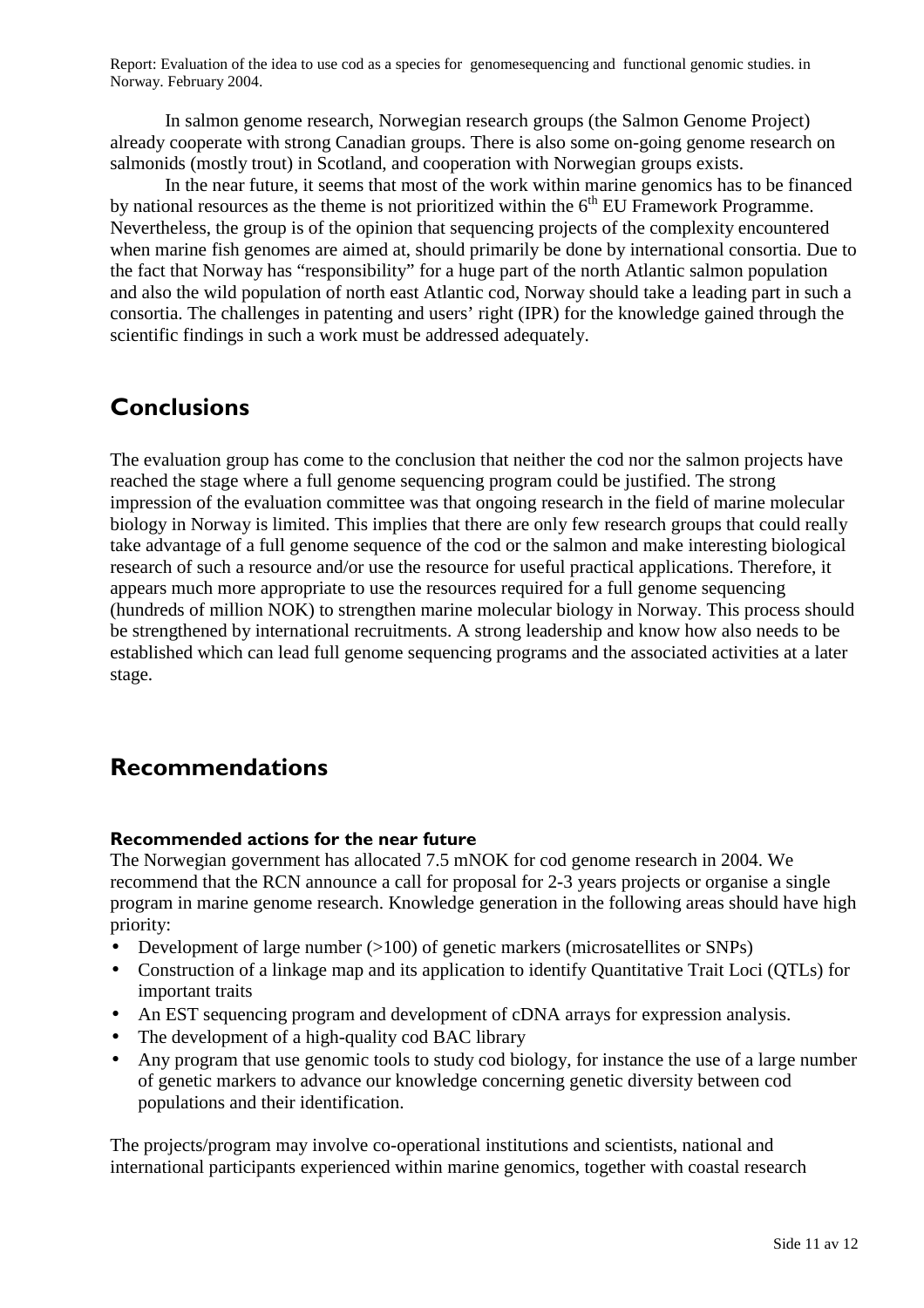In salmon genome research, Norwegian research groups (the Salmon Genome Project) already cooperate with strong Canadian groups. There is also some on-going genome research on salmonids (mostly trout) in Scotland, and cooperation with Norwegian groups exists.

In the near future, it seems that most of the work within marine genomics has to be financed by national resources as the theme is not prioritized within the 6$^{th}$ EU Framework Programme. Nevertheless, the group is of the opinion that sequencing projects of the complexity encountered when marine fish genomes are aimed at, should primarily be done by international consortia. Due to the fact that Norway has "responsibility" for a huge part of the north Atlantic salmon population and also the wild population of north east Atlantic cod, Norway should take a leading part in such a consortia. The challenges in patenting and users' right (IPR) for the knowledge gained through the scientific findings in such a work must be addressed adequately.

## Conclusions

The evaluation group has come to the conclusion that neither the cod nor the salmon projects have reached the stage where a full genome sequencing program could be justified. The strong impression of the evaluation committee was that ongoing research in the field of marine molecular biology in Norway is limited. This implies that there are only few research groups that could really take advantage of a full genome sequence of the cod or the salmon and make interesting biological research of such a resource and/or use the resource for useful practical applications. Therefore, it appears much more appropriate to use the resources required for a full genome sequencing (hundreds of million NOK) to strengthen marine molecular biology in Norway. This process should be strengthened by international recruitments. A strong leadership and know how also needs to be established which can lead full genome sequencing programs and the associated activities at a later stage.

## Recommendations

### Recommended actions for the near future

The Norwegian government has allocated 7.5 mNOK for cod genome research in 2004. We recommend that the RCN announce a call for proposal for 2-3 years projects or organise a single program in marine genome research. Knowledge generation in the following areas should have high priority:

- Development of large number (>100) of genetic markers (microsatellites or SNPs)
- Construction of a linkage map and its application to identify Quantitative Trait Loci (QTLs) for important traits
- An EST sequencing program and development of cDNA arrays for expression analysis.
- The development of a high-quality cod BAC library
- Any program that use genomic tools to study cod biology, for instance the use of a large number of genetic markers to advance our knowledge concerning genetic diversity between cod populations and their identification.

The projects/program may involve co-operational institutions and scientists, national and international participants experienced within marine genomics, together with coastal research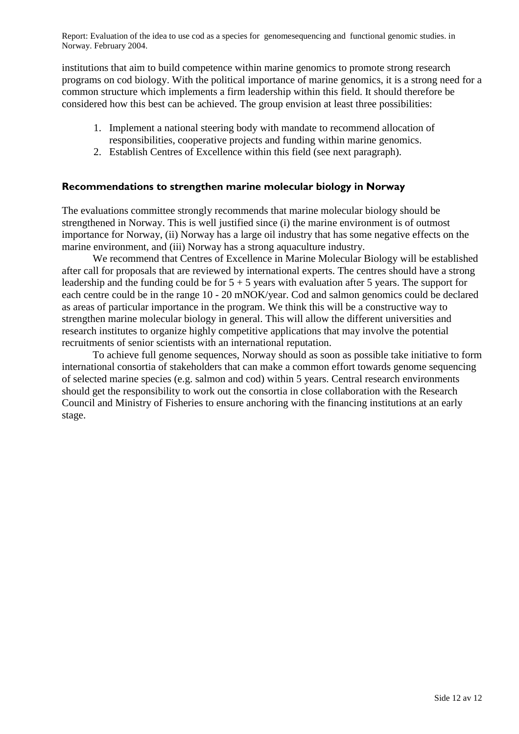institutions that aim to build competence within marine genomics to promote strong research programs on cod biology. With the political importance of marine genomics, it is a strong need for a common structure which implements a firm leadership within this field. It should therefore be considered how this best can be achieved. The group envision at least three possibilities:

1. Implement a national steering body with mandate to recommend allocation of responsibilities, cooperative projects and funding within marine genomics.
2. Establish Centres of Excellence within this field (see next paragraph).

### Recommendations to strengthen marine molecular biology in Norway

The evaluations committee strongly recommends that marine molecular biology should be strengthened in Norway. This is well justified since (i) the marine environment is of outmost importance for Norway, (ii) Norway has a large oil industry that has some negative effects on the marine environment, and (iii) Norway has a strong aquaculture industry.

We recommend that Centres of Excellence in Marine Molecular Biology will be established after call for proposals that are reviewed by international experts. The centres should have a strong leadership and the funding could be for 5 + 5 years with evaluation after 5 years. The support for each centre could be in the range 10 - 20 mNOK/year. Cod and salmon genomics could be declared as areas of particular importance in the program. We think this will be a constructive way to strengthen marine molecular biology in general. This will allow the different universities and research institutes to organize highly competitive applications that may involve the potential recruitments of senior scientists with an international reputation.

To achieve full genome sequences, Norway should as soon as possible take initiative to form international consortia of stakeholders that can make a common effort towards genome sequencing of selected marine species (e.g. salmon and cod) within 5 years. Central research environments should get the responsibility to work out the consortia in close collaboration with the Research Council and Ministry of Fisheries to ensure anchoring with the financing institutions at an early stage.